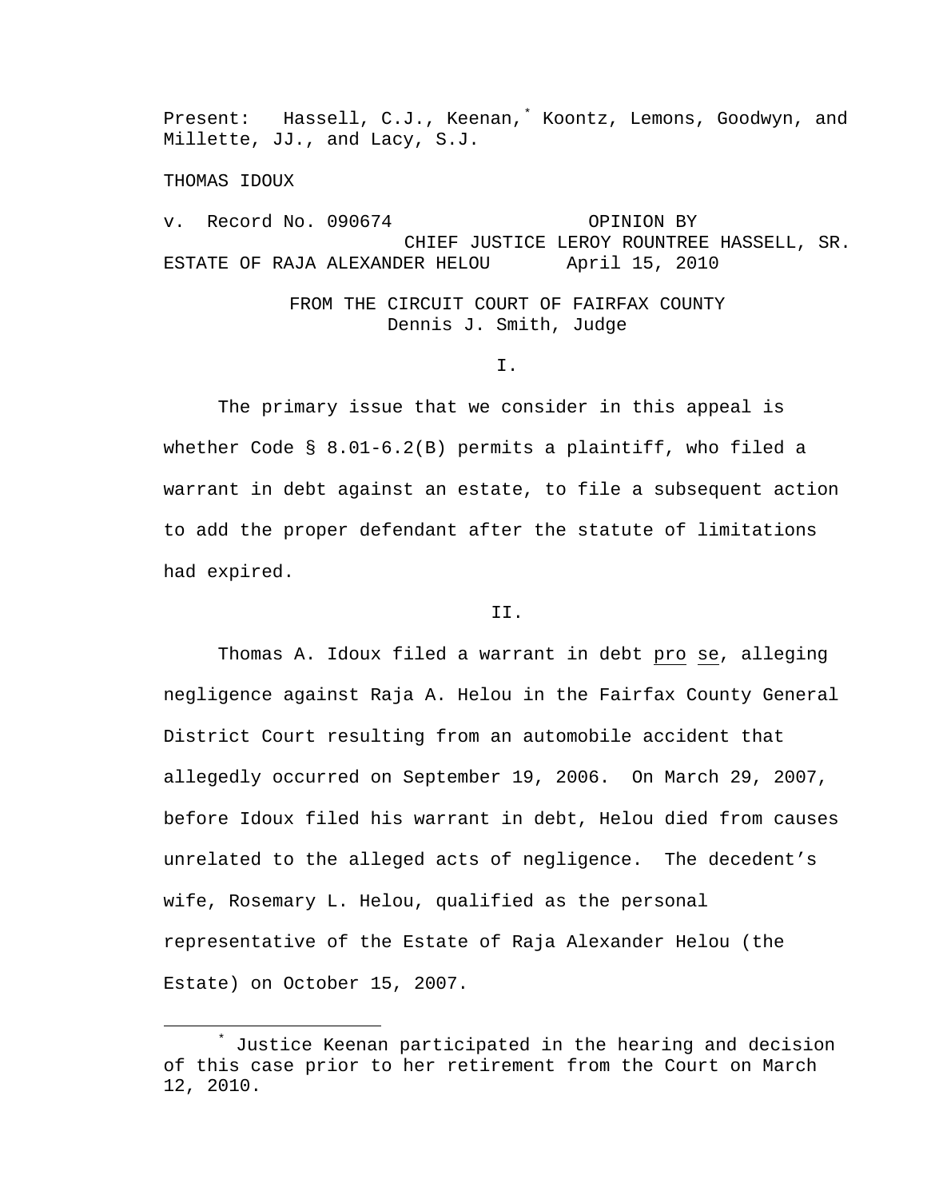Present: Hassell, C.J., Keenan,[*] Koontz, Lemons, Goodwyn, and Millette, JJ., and Lacy, S.J.

THOMAS IDOUX

v. Record No. 090674 OPINION BY CHIEF JUSTICE LEROY ROUNTREE HASSELL, SR.

ESTATE OF RAJA ALEXANDER HELOU April 15, 2010

FROM THE CIRCUIT COURT OF FAIRFAX COUNTY
Dennis J. Smith, Judge

I.

The primary issue that we consider in this appeal is whether Code § 8.01-6.2(B) permits a plaintiff, who filed a warrant in debt against an estate, to file a subsequent action to add the proper defendant after the statute of limitations had expired.

II.

Thomas A. Idoux filed a warrant in debt *pro se*, alleging negligence against Raja A. Helou in the Fairfax County General District Court resulting from an automobile accident that allegedly occurred on September 19, 2006. On March 29, 2007, before Idoux filed his warrant in debt, Helou died from causes unrelated to the alleged acts of negligence. The decedent's wife, Rosemary L. Helou, qualified as the personal representative of the Estate of Raja Alexander Helou (the Estate) on October 15, 2007.

---

[*] Justice Keenan participated in the hearing and decision of this case prior to her retirement from the Court on March 12, 2010.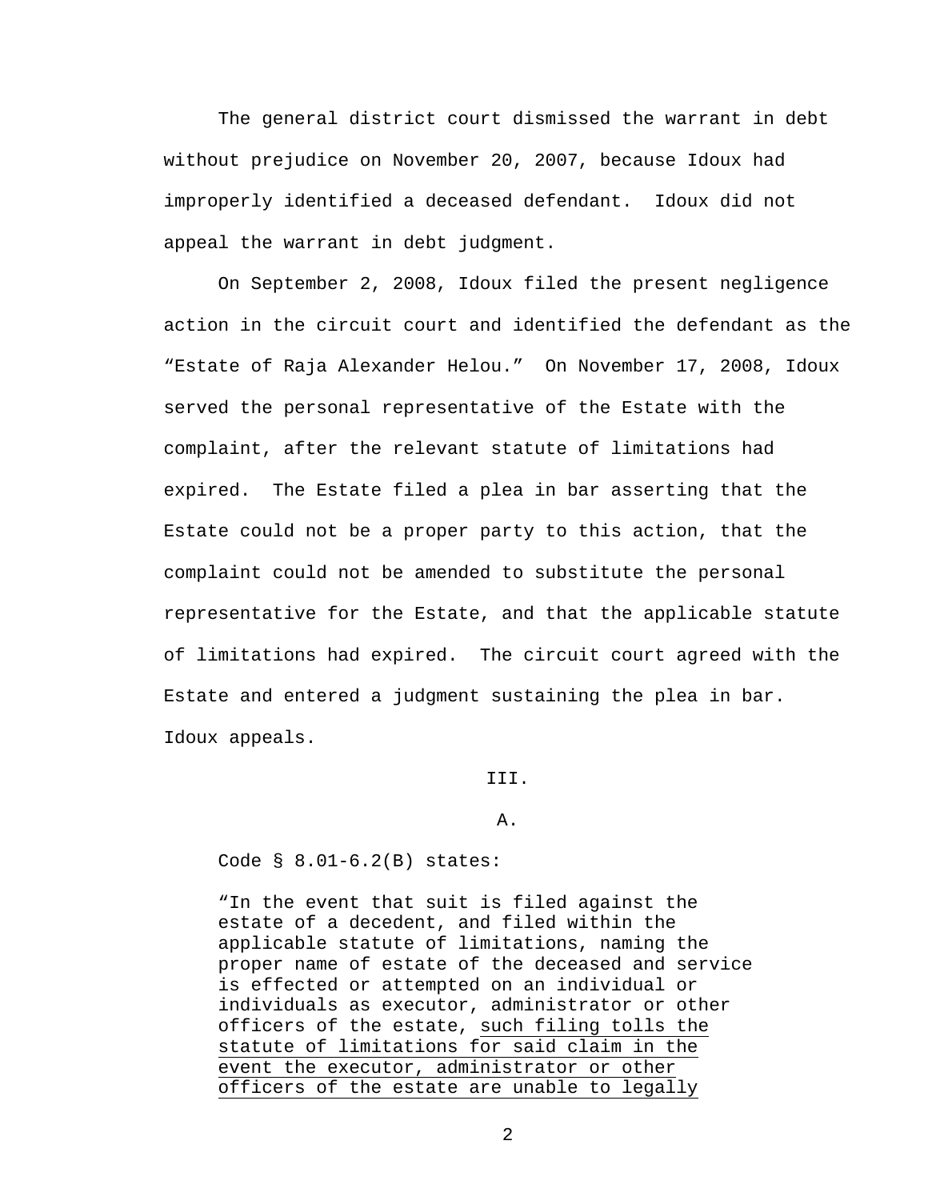The general district court dismissed the warrant in debt without prejudice on November 20, 2007, because Idoux had improperly identified a deceased defendant. Idoux did not appeal the warrant in debt judgment.

On September 2, 2008, Idoux filed the present negligence action in the circuit court and identified the defendant as the "Estate of Raja Alexander Helou." On November 17, 2008, Idoux served the personal representative of the Estate with the complaint, after the relevant statute of limitations had expired. The Estate filed a plea in bar asserting that the Estate could not be a proper party to this action, that the complaint could not be amended to substitute the personal representative for the Estate, and that the applicable statute of limitations had expired. The circuit court agreed with the Estate and entered a judgment sustaining the plea in bar. Idoux appeals.

III.

A.

Code § 8.01-6.2(B) states:

> "In the event that suit is filed against the estate of a decedent, and filed within the applicable statute of limitations, naming the proper name of estate of the deceased and service is effected or attempted on an individual or individuals as executor, administrator or other officers of the estate, <u>such filing tolls the statute of limitations for said claim in the event the executor, administrator or other officers of the estate are unable to legally</u>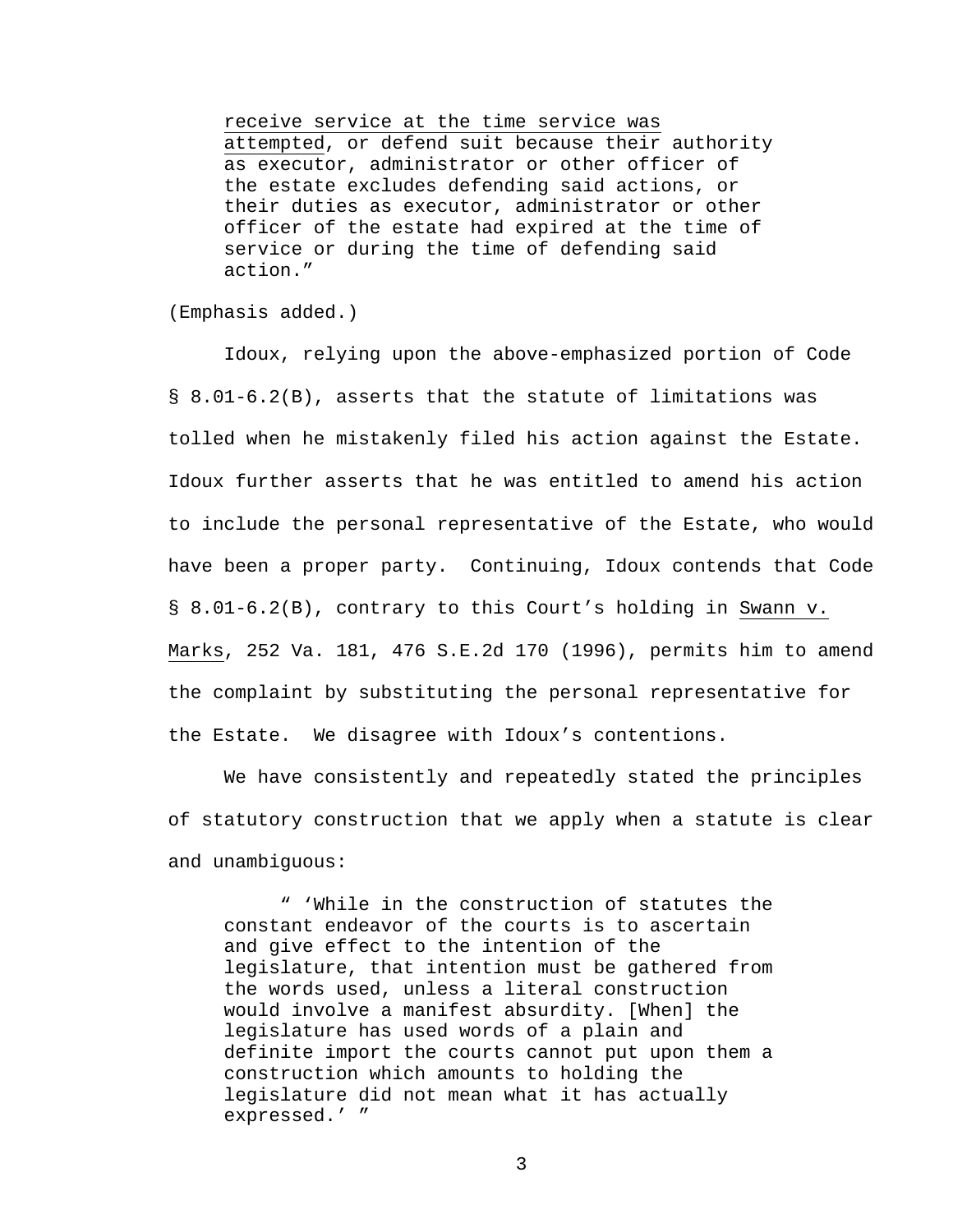> receive service at the time service was attempted, or defend suit because their authority as executor, administrator or other officer of the estate excludes defending said actions, or their duties as executor, administrator or other officer of the estate had expired at the time of service or during the time of defending said action."

(Emphasis added.)

Idoux, relying upon the above-emphasized portion of Code § 8.01-6.2(B), asserts that the statute of limitations was tolled when he mistakenly filed his action against the Estate. Idoux further asserts that he was entitled to amend his action to include the personal representative of the Estate, who would have been a proper party. Continuing, Idoux contends that Code § 8.01-6.2(B), contrary to this Court's holding in Swann v. Marks, 252 Va. 181, 476 S.E.2d 170 (1996), permits him to amend the complaint by substituting the personal representative for the Estate. We disagree with Idoux's contentions.

We have consistently and repeatedly stated the principles of statutory construction that we apply when a statute is clear and unambiguous:

> " 'While in the construction of statutes the constant endeavor of the courts is to ascertain and give effect to the intention of the legislature, that intention must be gathered from the words used, unless a literal construction would involve a manifest absurdity. [When] the legislature has used words of a plain and definite import the courts cannot put upon them a construction which amounts to holding the legislature did not mean what it has actually expressed.' "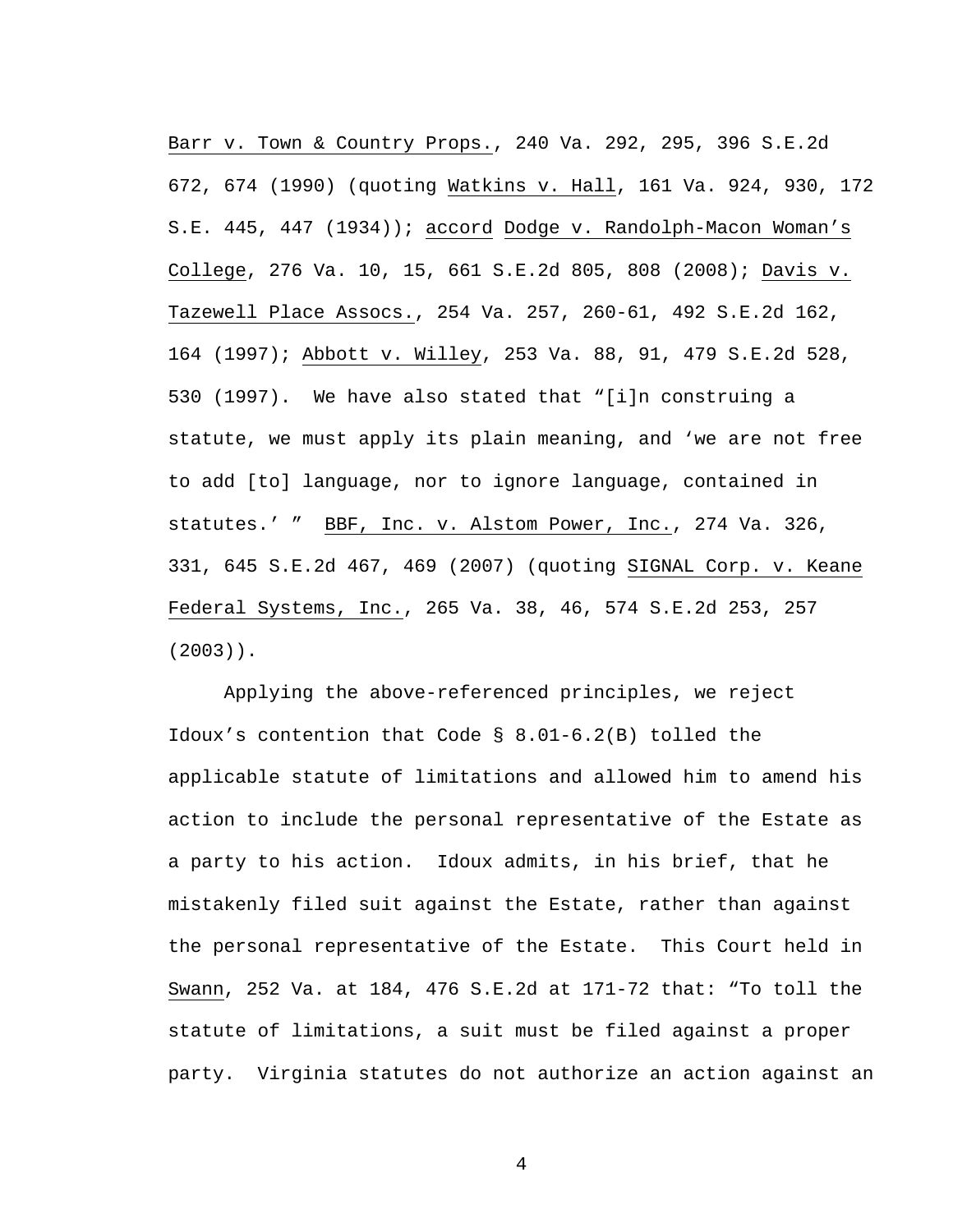Barr v. Town & Country Props., 240 Va. 292, 295, 396 S.E.2d 672, 674 (1990) (quoting Watkins v. Hall, 161 Va. 924, 930, 172 S.E. 445, 447 (1934)); accord Dodge v. Randolph-Macon Woman's College, 276 Va. 10, 15, 661 S.E.2d 805, 808 (2008); Davis v. Tazewell Place Assocs., 254 Va. 257, 260-61, 492 S.E.2d 162, 164 (1997); Abbott v. Willey, 253 Va. 88, 91, 479 S.E.2d 528, 530 (1997). We have also stated that "[i]n construing a statute, we must apply its plain meaning, and 'we are not free to add [to] language, nor to ignore language, contained in statutes.' " BBF, Inc. v. Alstom Power, Inc., 274 Va. 326, 331, 645 S.E.2d 467, 469 (2007) (quoting SIGNAL Corp. v. Keane Federal Systems, Inc., 265 Va. 38, 46, 574 S.E.2d 253, 257 (2003)).

Applying the above-referenced principles, we reject Idoux's contention that Code § 8.01-6.2(B) tolled the applicable statute of limitations and allowed him to amend his action to include the personal representative of the Estate as a party to his action. Idoux admits, in his brief, that he mistakenly filed suit against the Estate, rather than against the personal representative of the Estate. This Court held in Swann, 252 Va. at 184, 476 S.E.2d at 171-72 that: "To toll the statute of limitations, a suit must be filed against a proper party. Virginia statutes do not authorize an action against an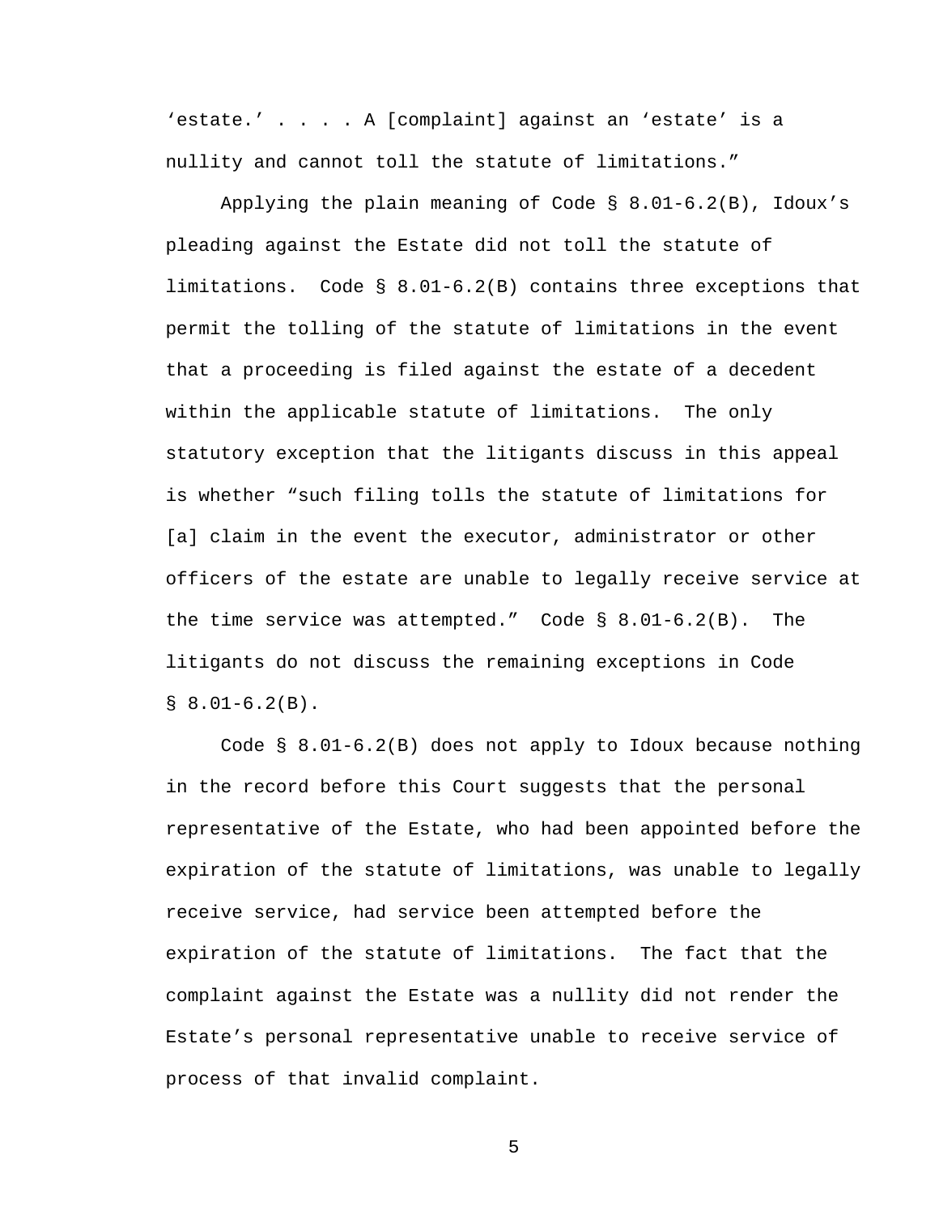'estate.' . . . . A [complaint] against an 'estate' is a nullity and cannot toll the statute of limitations."

Applying the plain meaning of Code § 8.01-6.2(B), Idoux's pleading against the Estate did not toll the statute of limitations. Code § 8.01-6.2(B) contains three exceptions that permit the tolling of the statute of limitations in the event that a proceeding is filed against the estate of a decedent within the applicable statute of limitations. The only statutory exception that the litigants discuss in this appeal is whether "such filing tolls the statute of limitations for [a] claim in the event the executor, administrator or other officers of the estate are unable to legally receive service at the time service was attempted." Code § 8.01-6.2(B). The litigants do not discuss the remaining exceptions in Code § 8.01-6.2(B).

Code § 8.01-6.2(B) does not apply to Idoux because nothing in the record before this Court suggests that the personal representative of the Estate, who had been appointed before the expiration of the statute of limitations, was unable to legally receive service, had service been attempted before the expiration of the statute of limitations. The fact that the complaint against the Estate was a nullity did not render the Estate's personal representative unable to receive service of process of that invalid complaint.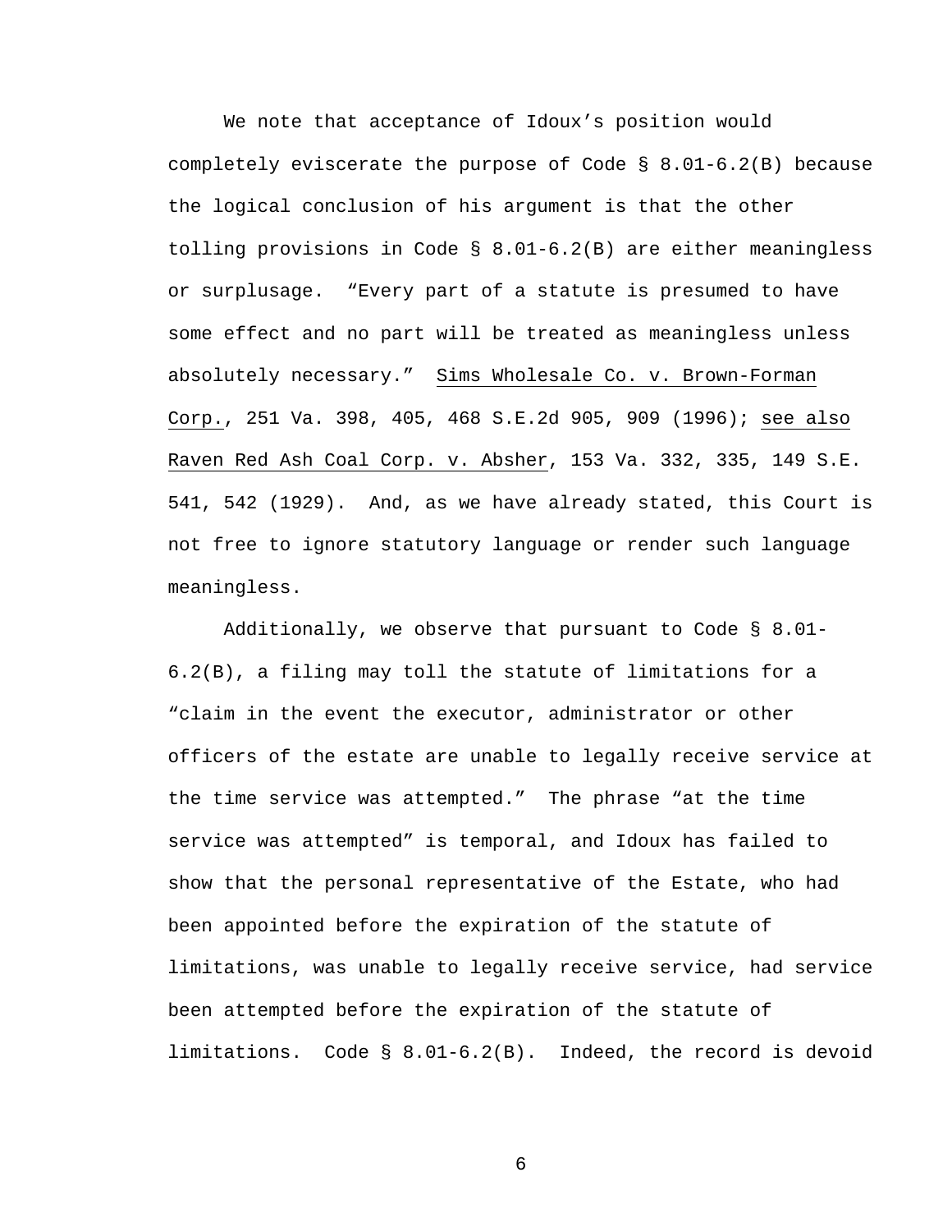We note that acceptance of Idoux's position would completely eviscerate the purpose of Code § 8.01-6.2(B) because the logical conclusion of his argument is that the other tolling provisions in Code § 8.01-6.2(B) are either meaningless or surplusage. "Every part of a statute is presumed to have some effect and no part will be treated as meaningless unless absolutely necessary." Sims Wholesale Co. v. Brown-Forman Corp., 251 Va. 398, 405, 468 S.E.2d 905, 909 (1996); see also Raven Red Ash Coal Corp. v. Absher, 153 Va. 332, 335, 149 S.E. 541, 542 (1929). And, as we have already stated, this Court is not free to ignore statutory language or render such language meaningless.

Additionally, we observe that pursuant to Code § 8.01-6.2(B), a filing may toll the statute of limitations for a "claim in the event the executor, administrator or other officers of the estate are unable to legally receive service at the time service was attempted." The phrase "at the time service was attempted" is temporal, and Idoux has failed to show that the personal representative of the Estate, who had been appointed before the expiration of the statute of limitations, was unable to legally receive service, had service been attempted before the expiration of the statute of limitations. Code § 8.01-6.2(B). Indeed, the record is devoid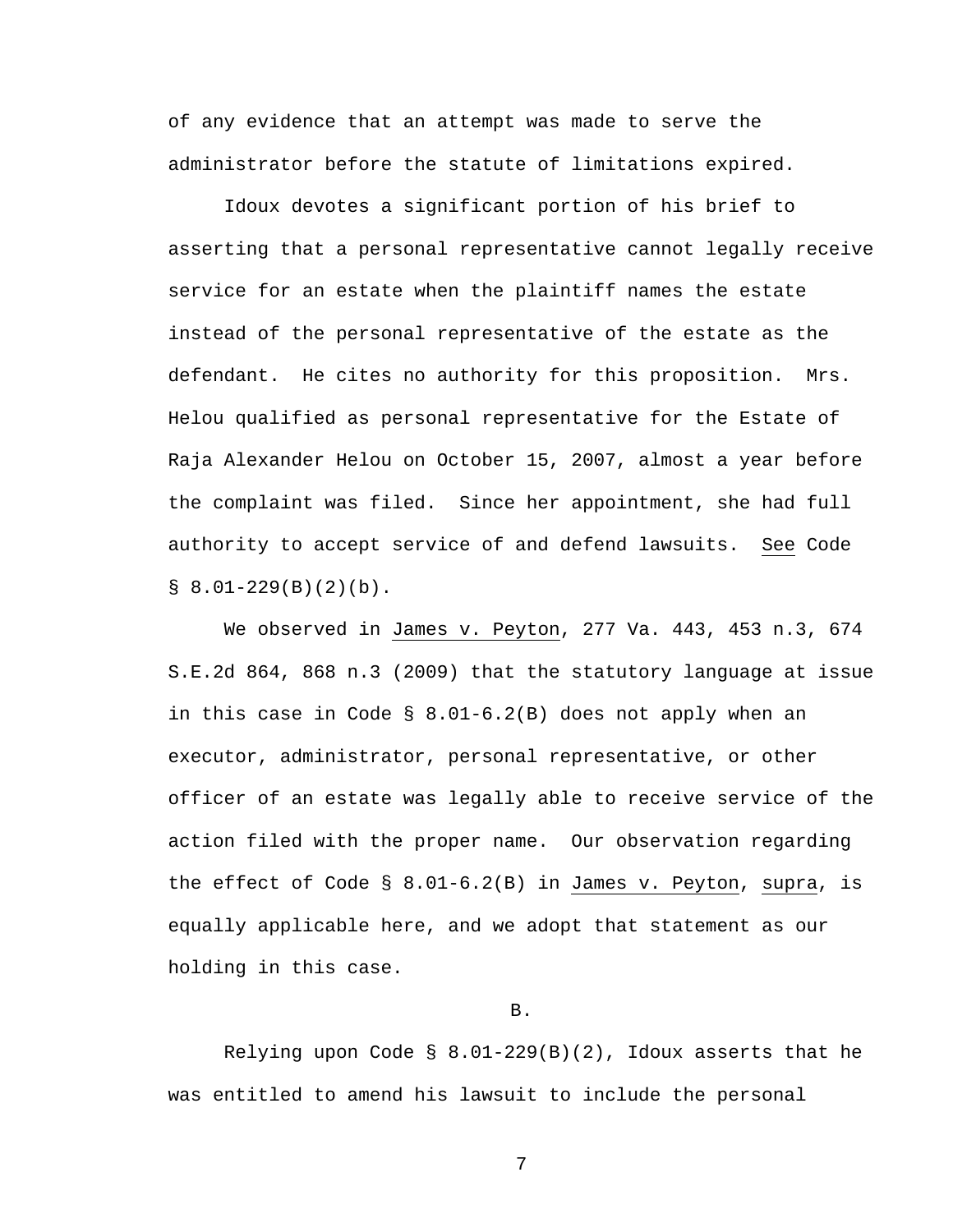of any evidence that an attempt was made to serve the administrator before the statute of limitations expired.

Idoux devotes a significant portion of his brief to asserting that a personal representative cannot legally receive service for an estate when the plaintiff names the estate instead of the personal representative of the estate as the defendant. He cites no authority for this proposition. Mrs. Helou qualified as personal representative for the Estate of Raja Alexander Helou on October 15, 2007, almost a year before the complaint was filed. Since her appointment, she had full authority to accept service of and defend lawsuits. See Code § 8.01-229(B)(2)(b).

We observed in James v. Peyton, 277 Va. 443, 453 n.3, 674 S.E.2d 864, 868 n.3 (2009) that the statutory language at issue in this case in Code § 8.01-6.2(B) does not apply when an executor, administrator, personal representative, or other officer of an estate was legally able to receive service of the action filed with the proper name. Our observation regarding the effect of Code § 8.01-6.2(B) in James v. Peyton, supra, is equally applicable here, and we adopt that statement as our holding in this case.

B.

Relying upon Code § 8.01-229(B)(2), Idoux asserts that he was entitled to amend his lawsuit to include the personal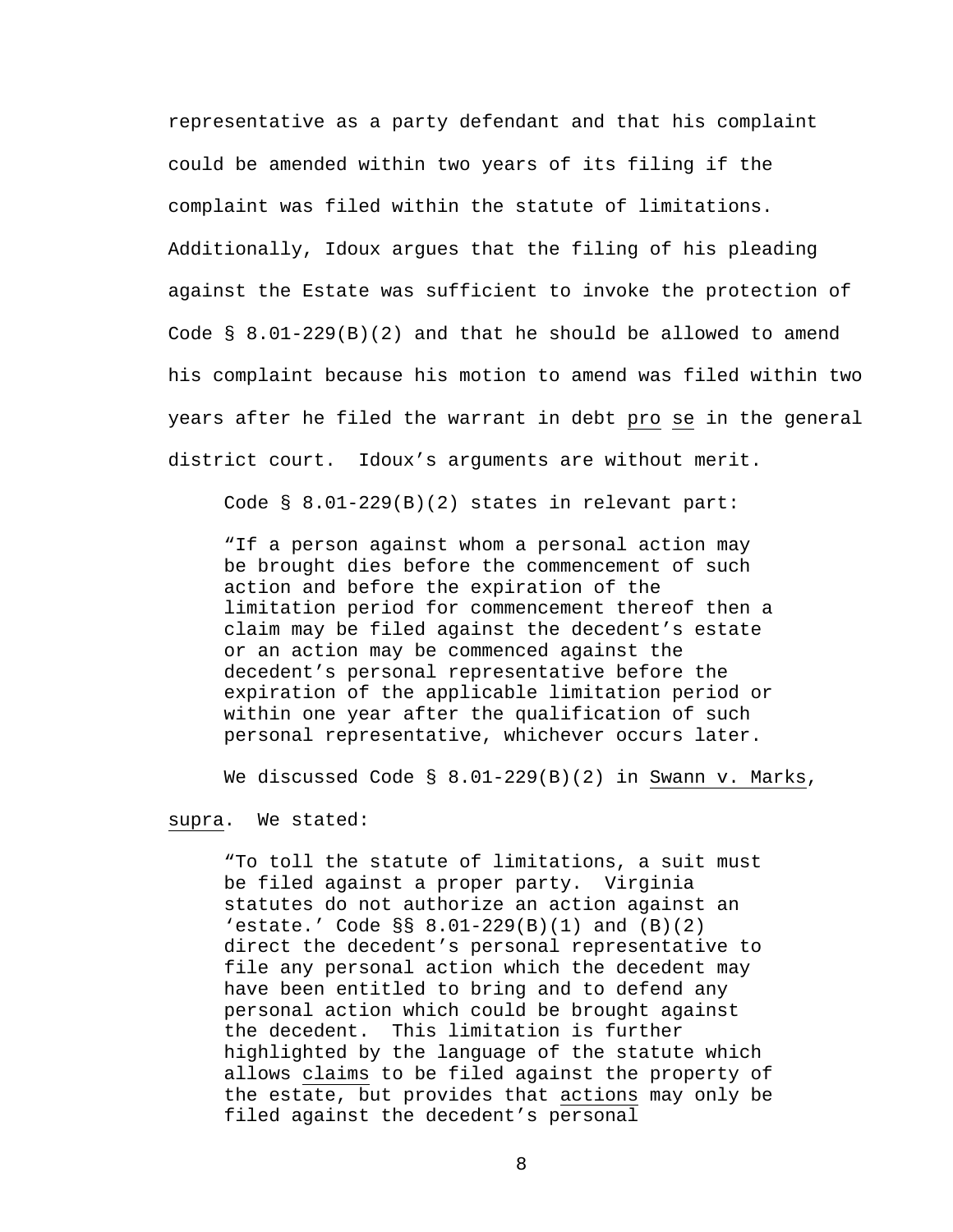representative as a party defendant and that his complaint could be amended within two years of its filing if the complaint was filed within the statute of limitations. Additionally, Idoux argues that the filing of his pleading against the Estate was sufficient to invoke the protection of Code § 8.01-229(B)(2) and that he should be allowed to amend his complaint because his motion to amend was filed within two years after he filed the warrant in debt *pro se* in the general district court. Idoux's arguments are without merit.

Code § 8.01-229(B)(2) states in relevant part:

> "If a person against whom a personal action may be brought dies before the commencement of such action and before the expiration of the limitation period for commencement thereof then a claim may be filed against the decedent's estate or an action may be commenced against the decedent's personal representative before the expiration of the applicable limitation period or within one year after the qualification of such personal representative, whichever occurs later.

We discussed Code § 8.01-229(B)(2) in *Swann v. Marks*, *supra*. We stated:

> "To toll the statute of limitations, a suit must be filed against a proper party. Virginia statutes do not authorize an action against an 'estate.' Code §§ 8.01-229(B)(1) and (B)(2) direct the decedent's personal representative to file any personal action which the decedent may have been entitled to bring and to defend any personal action which could be brought against the decedent. This limitation is further highlighted by the language of the statute which allows *claims* to be filed against the property of the estate, but provides that *actions* may only be filed against the decedent's personal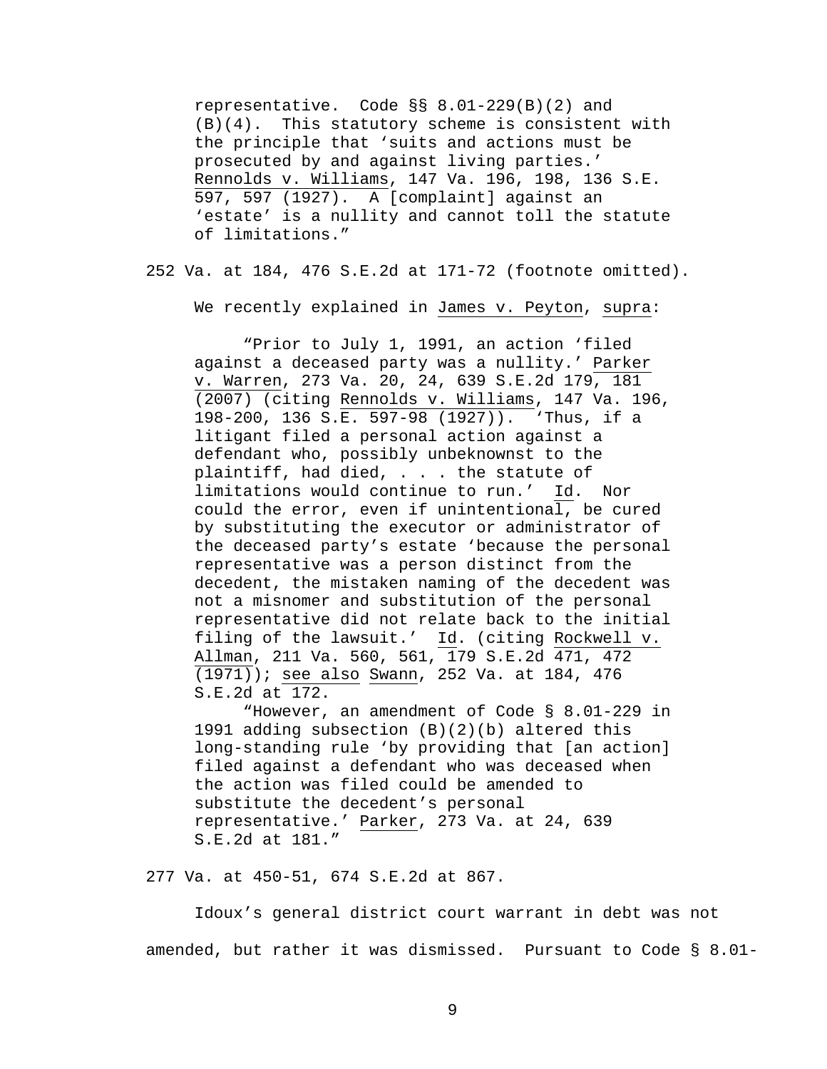> representative. Code §§ 8.01-229(B)(2) and (B)(4). This statutory scheme is consistent with the principle that 'suits and actions must be prosecuted by and against living parties.' Rennolds v. Williams, 147 Va. 196, 198, 136 S.E. 597, 597 (1927). A [complaint] against an 'estate' is a nullity and cannot toll the statute of limitations."

252 Va. at 184, 476 S.E.2d at 171-72 (footnote omitted).

We recently explained in James v. Peyton, supra:

> "Prior to July 1, 1991, an action 'filed against a deceased party was a nullity.' Parker v. Warren, 273 Va. 20, 24, 639 S.E.2d 179, 181 (2007) (citing Rennolds v. Williams, 147 Va. 196, 198-200, 136 S.E. 597-98 (1927)). 'Thus, if a litigant filed a personal action against a defendant who, possibly unbeknownst to the plaintiff, had died, . . . the statute of limitations would continue to run.' Id. Nor could the error, even if unintentional, be cured by substituting the executor or administrator of the deceased party's estate 'because the personal representative was a person distinct from the decedent, the mistaken naming of the decedent was not a misnomer and substitution of the personal representative did not relate back to the initial filing of the lawsuit.' Id. (citing Rockwell v. Allman, 211 Va. 560, 561, 179 S.E.2d 471, 472 (1971)); see also Swann, 252 Va. at 184, 476 S.E.2d at 172.
>
> "However, an amendment of Code § 8.01-229 in 1991 adding subsection (B)(2)(b) altered this long-standing rule 'by providing that [an action] filed against a defendant who was deceased when the action was filed could be amended to substitute the decedent's personal representative.' Parker, 273 Va. at 24, 639 S.E.2d at 181."

277 Va. at 450-51, 674 S.E.2d at 867.

Idoux's general district court warrant in debt was not amended, but rather it was dismissed. Pursuant to Code § 8.01-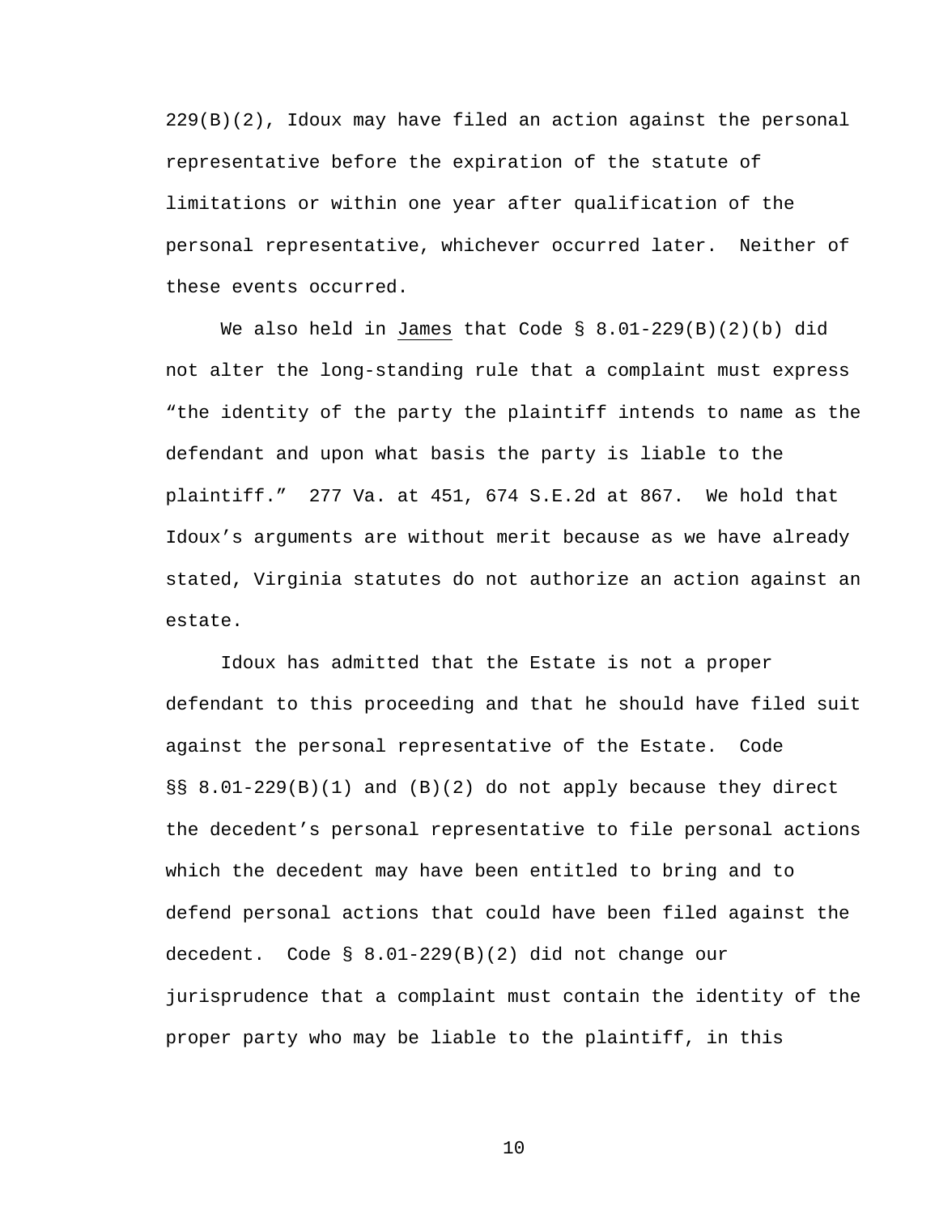229(B)(2), Idoux may have filed an action against the personal representative before the expiration of the statute of limitations or within one year after qualification of the personal representative, whichever occurred later. Neither of these events occurred.

We also held in James that Code § 8.01-229(B)(2)(b) did not alter the long-standing rule that a complaint must express "the identity of the party the plaintiff intends to name as the defendant and upon what basis the party is liable to the plaintiff." 277 Va. at 451, 674 S.E.2d at 867. We hold that Idoux's arguments are without merit because as we have already stated, Virginia statutes do not authorize an action against an estate.

Idoux has admitted that the Estate is not a proper defendant to this proceeding and that he should have filed suit against the personal representative of the Estate. Code §§ 8.01-229(B)(1) and (B)(2) do not apply because they direct the decedent's personal representative to file personal actions which the decedent may have been entitled to bring and to defend personal actions that could have been filed against the decedent. Code § 8.01-229(B)(2) did not change our jurisprudence that a complaint must contain the identity of the proper party who may be liable to the plaintiff, in this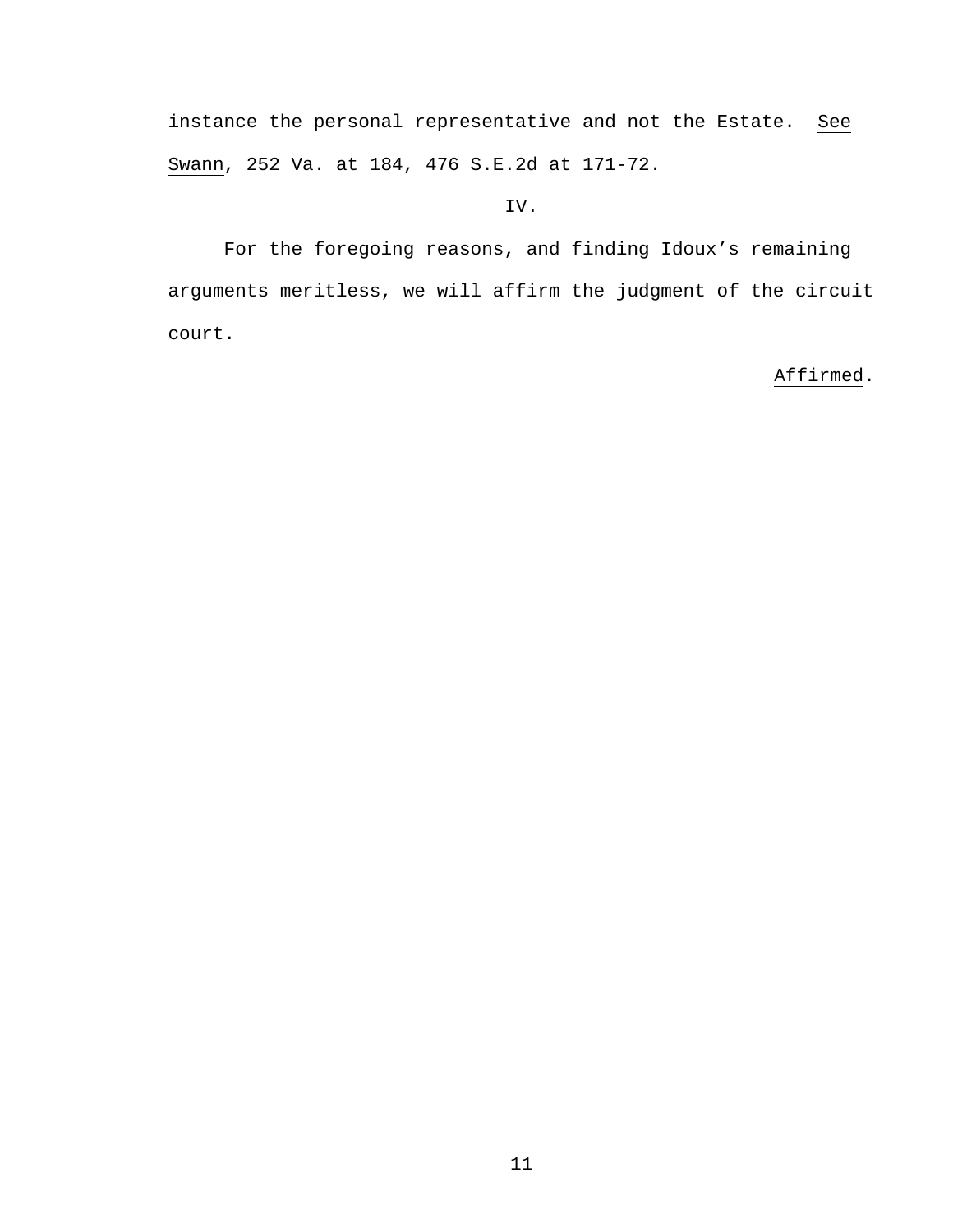instance the personal representative and not the Estate. _See Swann_, 252 Va. at 184, 476 S.E.2d at 171-72.

IV.

For the foregoing reasons, and finding Idoux's remaining arguments meritless, we will affirm the judgment of the circuit court.

_Affirmed_.